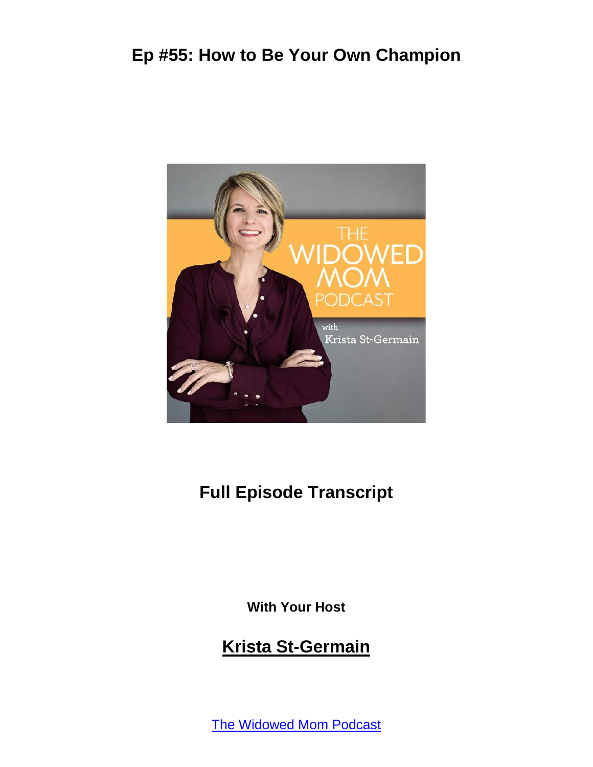# Ep #55: How to Be Your Own Champion

## Full Episode Transcript

**With Your Host**

## Krista St-Germain

[The Widowed Mom Podcast]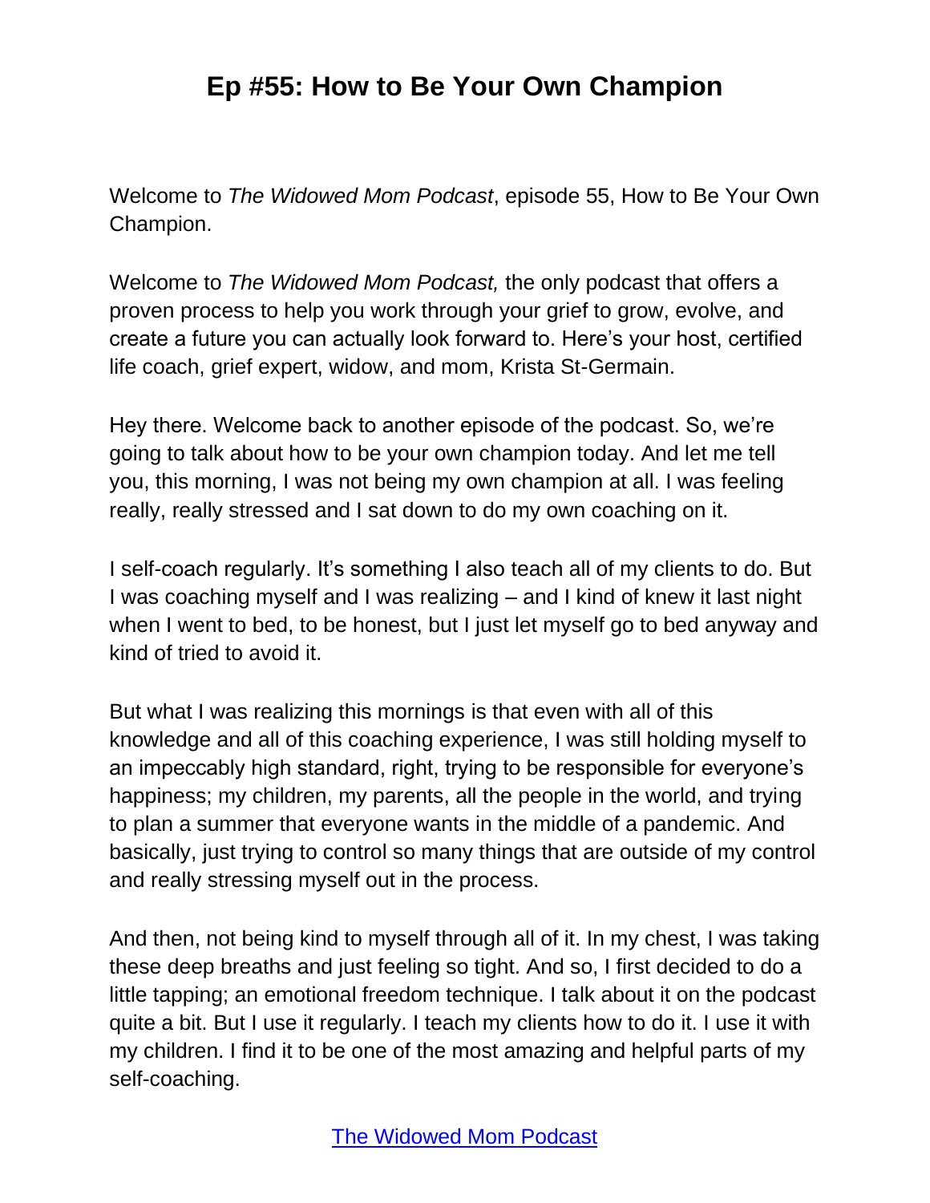Welcome to *The Widowed Mom Podcast*, episode 55, How to Be Your Own Champion.

Welcome to *The Widowed Mom Podcast,* the only podcast that offers a proven process to help you work through your grief to grow, evolve, and create a future you can actually look forward to. Here's your host, certified life coach, grief expert, widow, and mom, Krista St-Germain.

Hey there. Welcome back to another episode of the podcast. So, we're going to talk about how to be your own champion today. And let me tell you, this morning, I was not being my own champion at all. I was feeling really, really stressed and I sat down to do my own coaching on it.

I self-coach regularly. It's something I also teach all of my clients to do. But I was coaching myself and I was realizing – and I kind of knew it last night when I went to bed, to be honest, but I just let myself go to bed anyway and kind of tried to avoid it.

But what I was realizing this mornings is that even with all of this knowledge and all of this coaching experience, I was still holding myself to an impeccably high standard, right, trying to be responsible for everyone's happiness; my children, my parents, all the people in the world, and trying to plan a summer that everyone wants in the middle of a pandemic. And basically, just trying to control so many things that are outside of my control and really stressing myself out in the process.

And then, not being kind to myself through all of it. In my chest, I was taking these deep breaths and just feeling so tight. And so, I first decided to do a little tapping; an emotional freedom technique. I talk about it on the podcast quite a bit. But I use it regularly. I teach my clients how to do it. I use it with my children. I find it to be one of the most amazing and helpful parts of my self-coaching.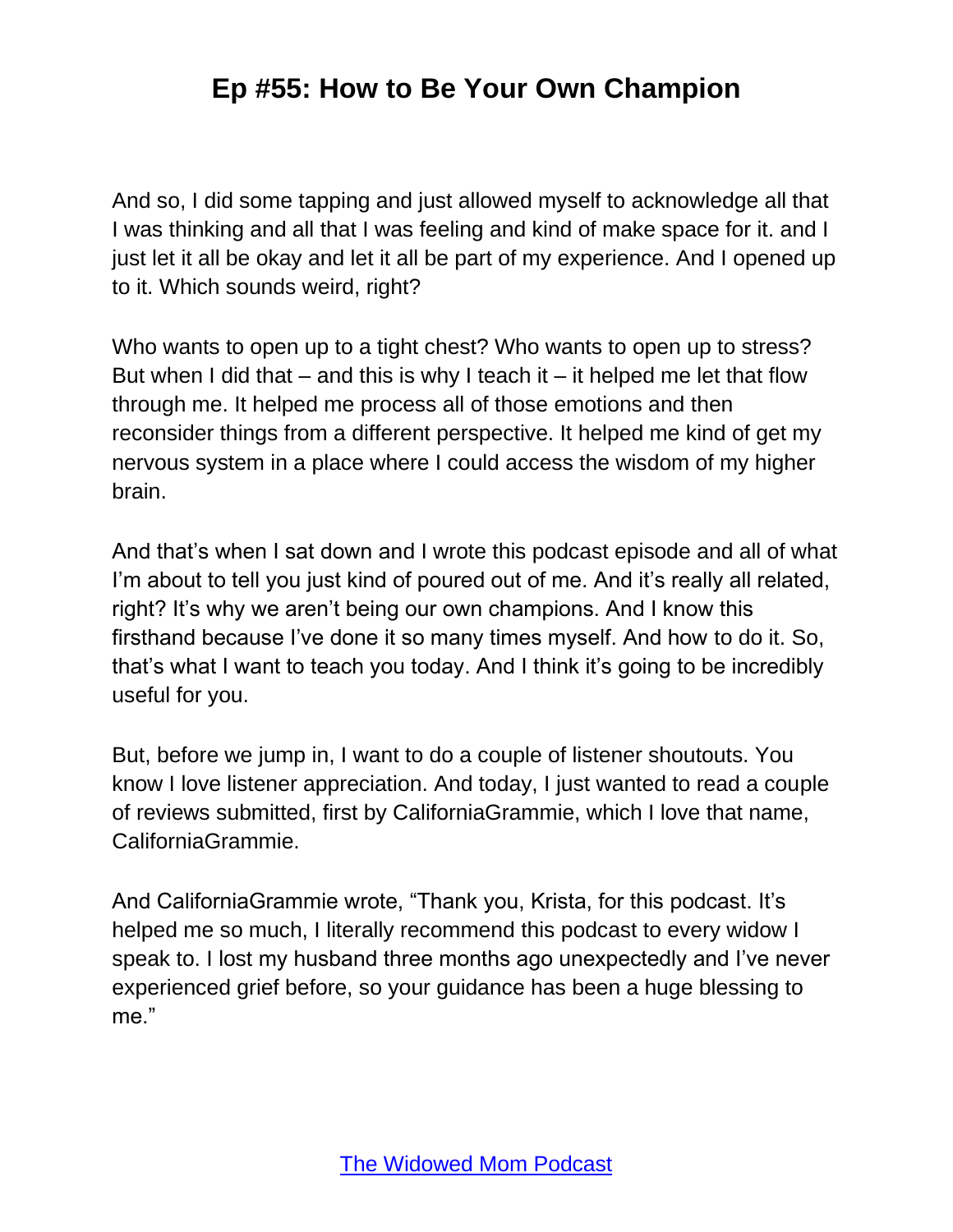And so, I did some tapping and just allowed myself to acknowledge all that I was thinking and all that I was feeling and kind of make space for it. and I just let it all be okay and let it all be part of my experience. And I opened up to it. Which sounds weird, right?

Who wants to open up to a tight chest? Who wants to open up to stress? But when I did that – and this is why I teach it – it helped me let that flow through me. It helped me process all of those emotions and then reconsider things from a different perspective. It helped me kind of get my nervous system in a place where I could access the wisdom of my higher brain.

And that's when I sat down and I wrote this podcast episode and all of what I'm about to tell you just kind of poured out of me. And it's really all related, right? It's why we aren't being our own champions. And I know this firsthand because I've done it so many times myself. And how to do it. So, that's what I want to teach you today. And I think it's going to be incredibly useful for you.

But, before we jump in, I want to do a couple of listener shoutouts. You know I love listener appreciation. And today, I just wanted to read a couple of reviews submitted, first by CaliforniaGrammie, which I love that name, CaliforniaGrammie.

And CaliforniaGrammie wrote, "Thank you, Krista, for this podcast. It's helped me so much, I literally recommend this podcast to every widow I speak to. I lost my husband three months ago unexpectedly and I've never experienced grief before, so your guidance has been a huge blessing to me."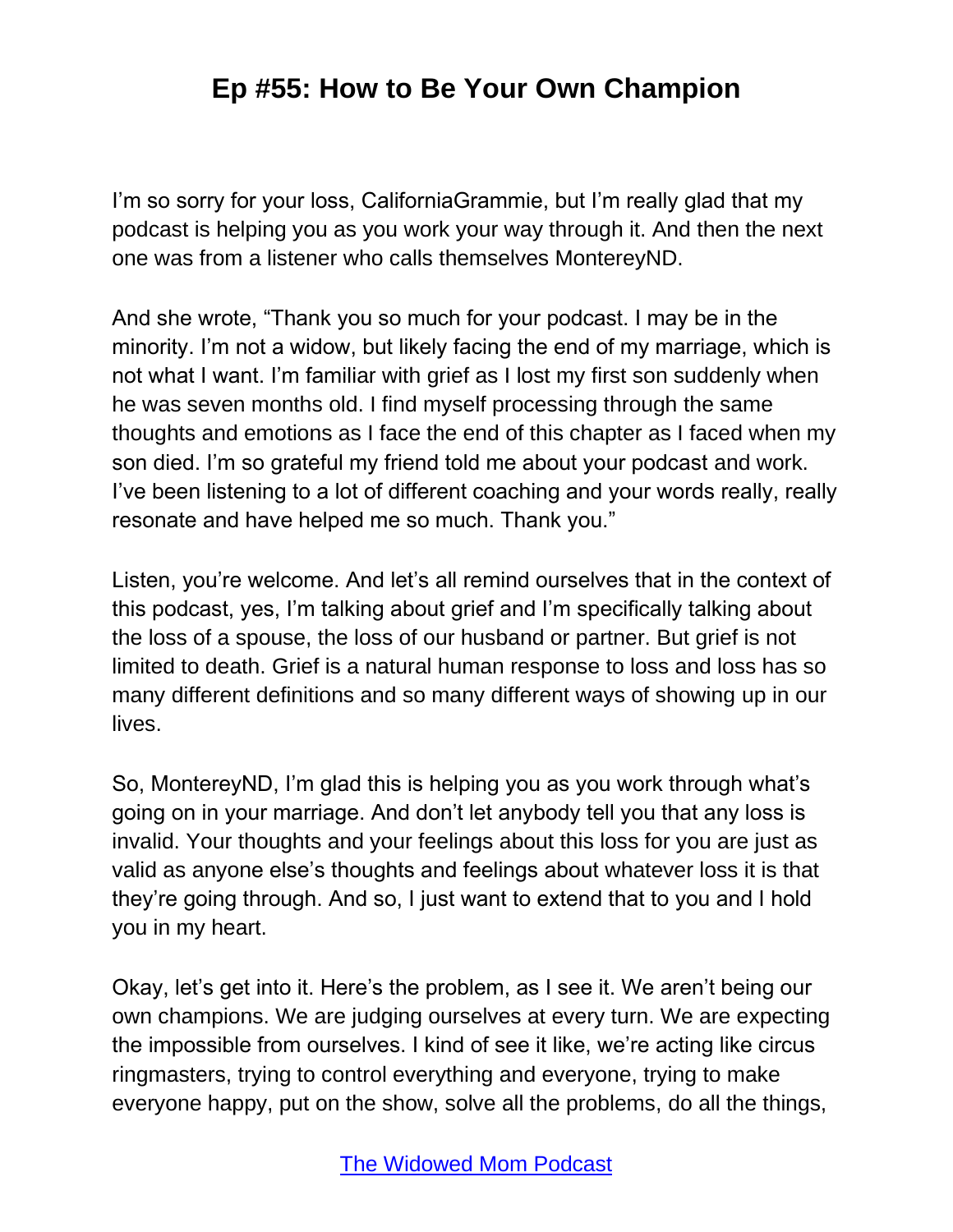I'm so sorry for your loss, CaliforniaGrammie, but I'm really glad that my podcast is helping you as you work your way through it. And then the next one was from a listener who calls themselves MontereyND.

And she wrote, "Thank you so much for your podcast. I may be in the minority. I'm not a widow, but likely facing the end of my marriage, which is not what I want. I'm familiar with grief as I lost my first son suddenly when he was seven months old. I find myself processing through the same thoughts and emotions as I face the end of this chapter as I faced when my son died. I'm so grateful my friend told me about your podcast and work. I've been listening to a lot of different coaching and your words really, really resonate and have helped me so much. Thank you."

Listen, you're welcome. And let's all remind ourselves that in the context of this podcast, yes, I'm talking about grief and I'm specifically talking about the loss of a spouse, the loss of our husband or partner. But grief is not limited to death. Grief is a natural human response to loss and loss has so many different definitions and so many different ways of showing up in our lives.

So, MontereyND, I'm glad this is helping you as you work through what's going on in your marriage. And don't let anybody tell you that any loss is invalid. Your thoughts and your feelings about this loss for you are just as valid as anyone else's thoughts and feelings about whatever loss it is that they're going through. And so, I just want to extend that to you and I hold you in my heart.

Okay, let's get into it. Here's the problem, as I see it. We aren't being our own champions. We are judging ourselves at every turn. We are expecting the impossible from ourselves. I kind of see it like, we're acting like circus ringmasters, trying to control everything and everyone, trying to make everyone happy, put on the show, solve all the problems, do all the things,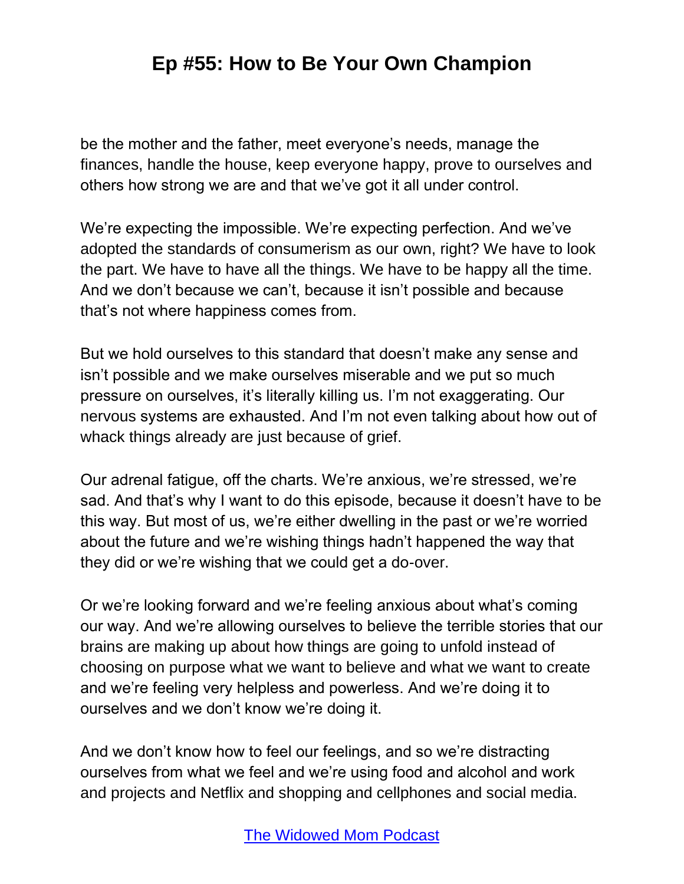be the mother and the father, meet everyone's needs, manage the finances, handle the house, keep everyone happy, prove to ourselves and others how strong we are and that we've got it all under control.

We're expecting the impossible. We're expecting perfection. And we've adopted the standards of consumerism as our own, right? We have to look the part. We have to have all the things. We have to be happy all the time. And we don't because we can't, because it isn't possible and because that's not where happiness comes from.

But we hold ourselves to this standard that doesn't make any sense and isn't possible and we make ourselves miserable and we put so much pressure on ourselves, it's literally killing us. I'm not exaggerating. Our nervous systems are exhausted. And I'm not even talking about how out of whack things already are just because of grief.

Our adrenal fatigue, off the charts. We're anxious, we're stressed, we're sad. And that's why I want to do this episode, because it doesn't have to be this way. But most of us, we're either dwelling in the past or we're worried about the future and we're wishing things hadn't happened the way that they did or we're wishing that we could get a do-over.

Or we're looking forward and we're feeling anxious about what's coming our way. And we're allowing ourselves to believe the terrible stories that our brains are making up about how things are going to unfold instead of choosing on purpose what we want to believe and what we want to create and we're feeling very helpless and powerless. And we're doing it to ourselves and we don't know we're doing it.

And we don't know how to feel our feelings, and so we're distracting ourselves from what we feel and we're using food and alcohol and work and projects and Netflix and shopping and cellphones and social media.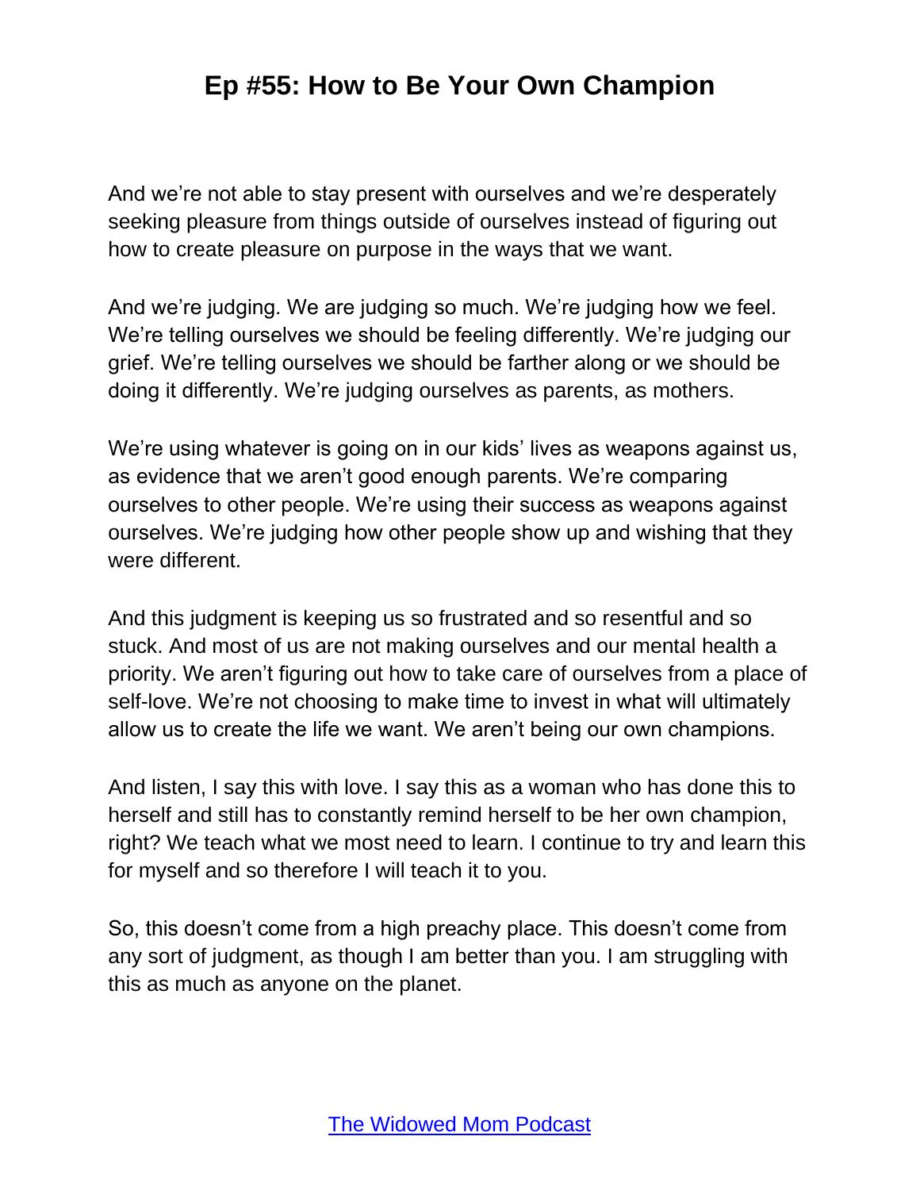And we're not able to stay present with ourselves and we're desperately seeking pleasure from things outside of ourselves instead of figuring out how to create pleasure on purpose in the ways that we want.

And we're judging. We are judging so much. We're judging how we feel. We're telling ourselves we should be feeling differently. We're judging our grief. We're telling ourselves we should be farther along or we should be doing it differently. We're judging ourselves as parents, as mothers.

We're using whatever is going on in our kids' lives as weapons against us, as evidence that we aren't good enough parents. We're comparing ourselves to other people. We're using their success as weapons against ourselves. We're judging how other people show up and wishing that they were different.

And this judgment is keeping us so frustrated and so resentful and so stuck. And most of us are not making ourselves and our mental health a priority. We aren't figuring out how to take care of ourselves from a place of self-love. We're not choosing to make time to invest in what will ultimately allow us to create the life we want. We aren't being our own champions.

And listen, I say this with love. I say this as a woman who has done this to herself and still has to constantly remind herself to be her own champion, right? We teach what we most need to learn. I continue to try and learn this for myself and so therefore I will teach it to you.

So, this doesn't come from a high preachy place. This doesn't come from any sort of judgment, as though I am better than you. I am struggling with this as much as anyone on the planet.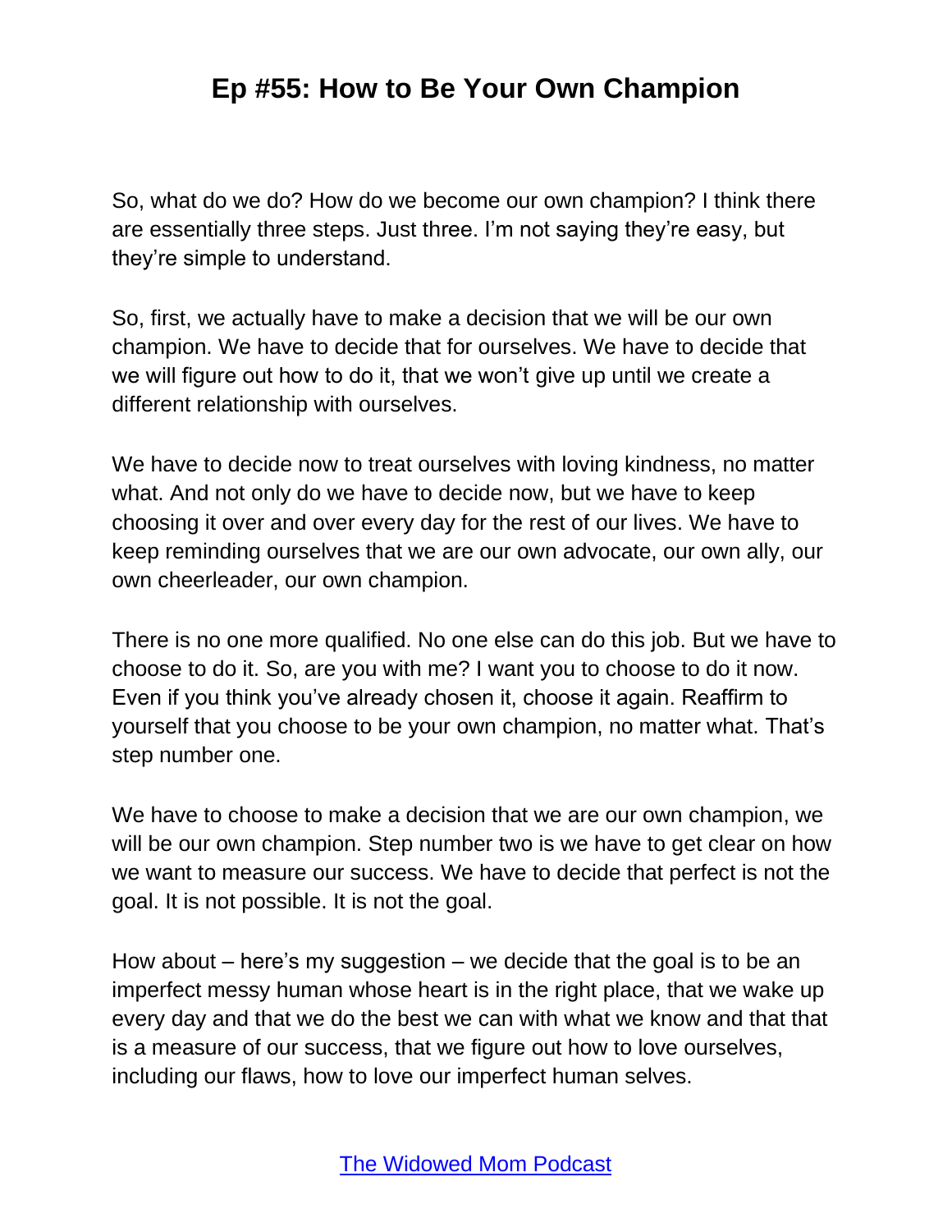So, what do we do? How do we become our own champion? I think there are essentially three steps. Just three. I'm not saying they're easy, but they're simple to understand.

So, first, we actually have to make a decision that we will be our own champion. We have to decide that for ourselves. We have to decide that we will figure out how to do it, that we won't give up until we create a different relationship with ourselves.

We have to decide now to treat ourselves with loving kindness, no matter what. And not only do we have to decide now, but we have to keep choosing it over and over every day for the rest of our lives. We have to keep reminding ourselves that we are our own advocate, our own ally, our own cheerleader, our own champion.

There is no one more qualified. No one else can do this job. But we have to choose to do it. So, are you with me? I want you to choose to do it now. Even if you think you've already chosen it, choose it again. Reaffirm to yourself that you choose to be your own champion, no matter what. That's step number one.

We have to choose to make a decision that we are our own champion, we will be our own champion. Step number two is we have to get clear on how we want to measure our success. We have to decide that perfect is not the goal. It is not possible. It is not the goal.

How about – here's my suggestion – we decide that the goal is to be an imperfect messy human whose heart is in the right place, that we wake up every day and that we do the best we can with what we know and that that is a measure of our success, that we figure out how to love ourselves, including our flaws, how to love our imperfect human selves.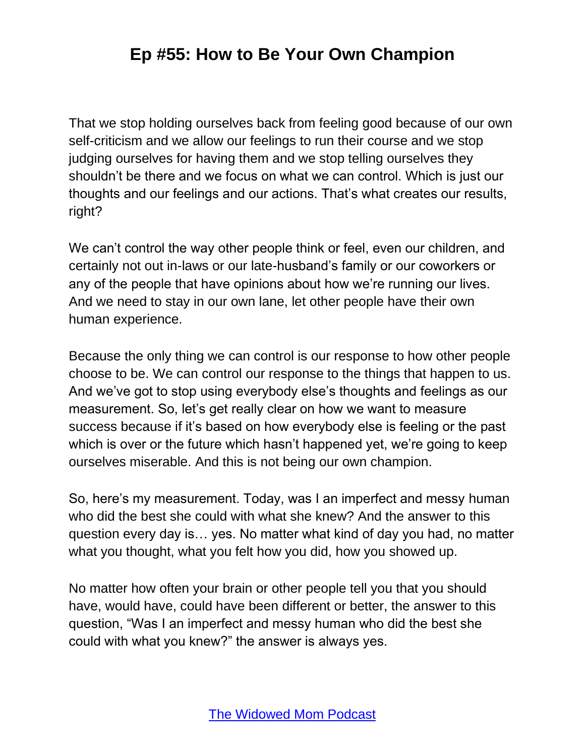That we stop holding ourselves back from feeling good because of our own self-criticism and we allow our feelings to run their course and we stop judging ourselves for having them and we stop telling ourselves they shouldn't be there and we focus on what we can control. Which is just our thoughts and our feelings and our actions. That's what creates our results, right?

We can't control the way other people think or feel, even our children, and certainly not out in-laws or our late-husband's family or our coworkers or any of the people that have opinions about how we're running our lives. And we need to stay in our own lane, let other people have their own human experience.

Because the only thing we can control is our response to how other people choose to be. We can control our response to the things that happen to us. And we've got to stop using everybody else's thoughts and feelings as our measurement. So, let's get really clear on how we want to measure success because if it's based on how everybody else is feeling or the past which is over or the future which hasn't happened yet, we're going to keep ourselves miserable. And this is not being our own champion.

So, here's my measurement. Today, was I an imperfect and messy human who did the best she could with what she knew? And the answer to this question every day is… yes. No matter what kind of day you had, no matter what you thought, what you felt how you did, how you showed up.

No matter how often your brain or other people tell you that you should have, would have, could have been different or better, the answer to this question, "Was I an imperfect and messy human who did the best she could with what you knew?" the answer is always yes.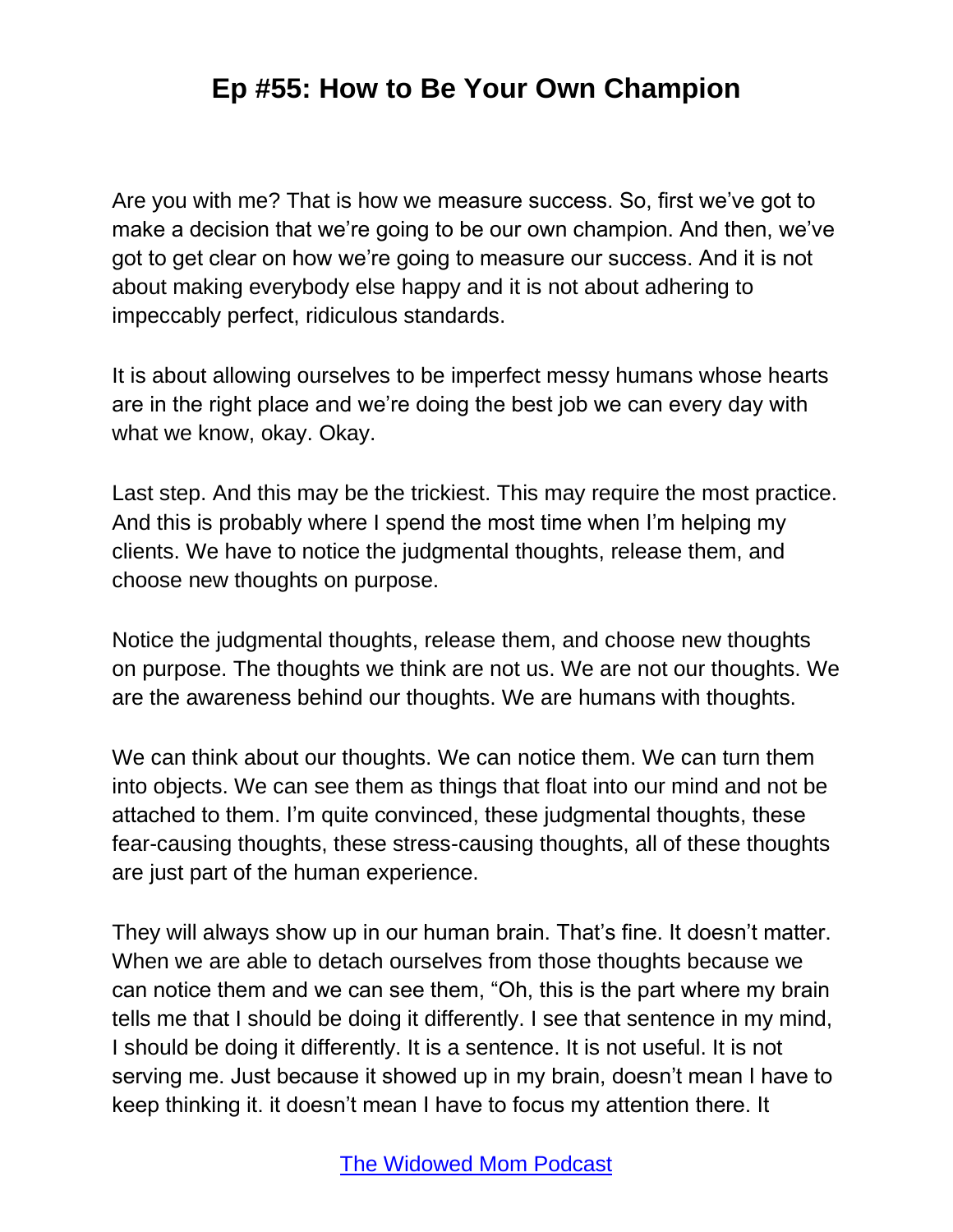Are you with me? That is how we measure success. So, first we've got to make a decision that we're going to be our own champion. And then, we've got to get clear on how we're going to measure our success. And it is not about making everybody else happy and it is not about adhering to impeccably perfect, ridiculous standards.

It is about allowing ourselves to be imperfect messy humans whose hearts are in the right place and we're doing the best job we can every day with what we know, okay. Okay.

Last step. And this may be the trickiest. This may require the most practice. And this is probably where I spend the most time when I'm helping my clients. We have to notice the judgmental thoughts, release them, and choose new thoughts on purpose.

Notice the judgmental thoughts, release them, and choose new thoughts on purpose. The thoughts we think are not us. We are not our thoughts. We are the awareness behind our thoughts. We are humans with thoughts.

We can think about our thoughts. We can notice them. We can turn them into objects. We can see them as things that float into our mind and not be attached to them. I'm quite convinced, these judgmental thoughts, these fear-causing thoughts, these stress-causing thoughts, all of these thoughts are just part of the human experience.

They will always show up in our human brain. That's fine. It doesn't matter. When we are able to detach ourselves from those thoughts because we can notice them and we can see them, "Oh, this is the part where my brain tells me that I should be doing it differently. I see that sentence in my mind, I should be doing it differently. It is a sentence. It is not useful. It is not serving me. Just because it showed up in my brain, doesn't mean I have to keep thinking it. it doesn't mean I have to focus my attention there. It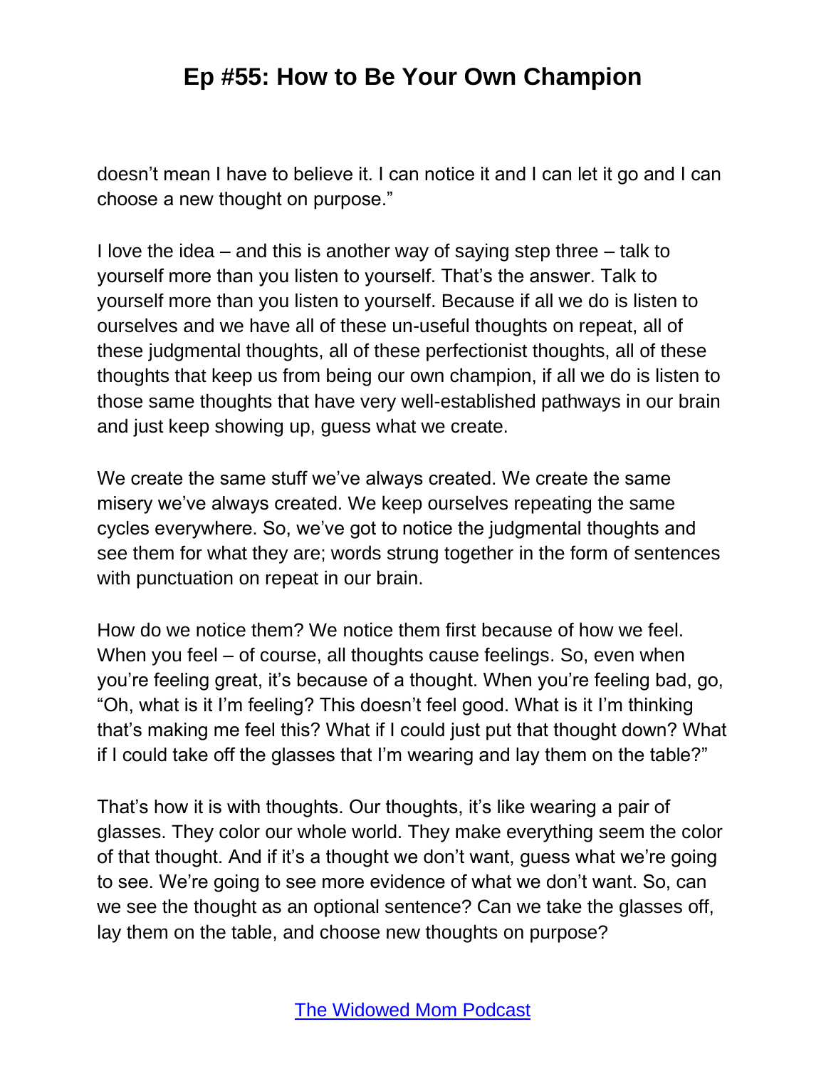doesn't mean I have to believe it. I can notice it and I can let it go and I can choose a new thought on purpose."

I love the idea – and this is another way of saying step three – talk to yourself more than you listen to yourself. That's the answer. Talk to yourself more than you listen to yourself. Because if all we do is listen to ourselves and we have all of these un-useful thoughts on repeat, all of these judgmental thoughts, all of these perfectionist thoughts, all of these thoughts that keep us from being our own champion, if all we do is listen to those same thoughts that have very well-established pathways in our brain and just keep showing up, guess what we create.

We create the same stuff we've always created. We create the same misery we've always created. We keep ourselves repeating the same cycles everywhere. So, we've got to notice the judgmental thoughts and see them for what they are; words strung together in the form of sentences with punctuation on repeat in our brain.

How do we notice them? We notice them first because of how we feel. When you feel – of course, all thoughts cause feelings. So, even when you're feeling great, it's because of a thought. When you're feeling bad, go, "Oh, what is it I'm feeling? This doesn't feel good. What is it I'm thinking that's making me feel this? What if I could just put that thought down? What if I could take off the glasses that I'm wearing and lay them on the table?"

That's how it is with thoughts. Our thoughts, it's like wearing a pair of glasses. They color our whole world. They make everything seem the color of that thought. And if it's a thought we don't want, guess what we're going to see. We're going to see more evidence of what we don't want. So, can we see the thought as an optional sentence? Can we take the glasses off, lay them on the table, and choose new thoughts on purpose?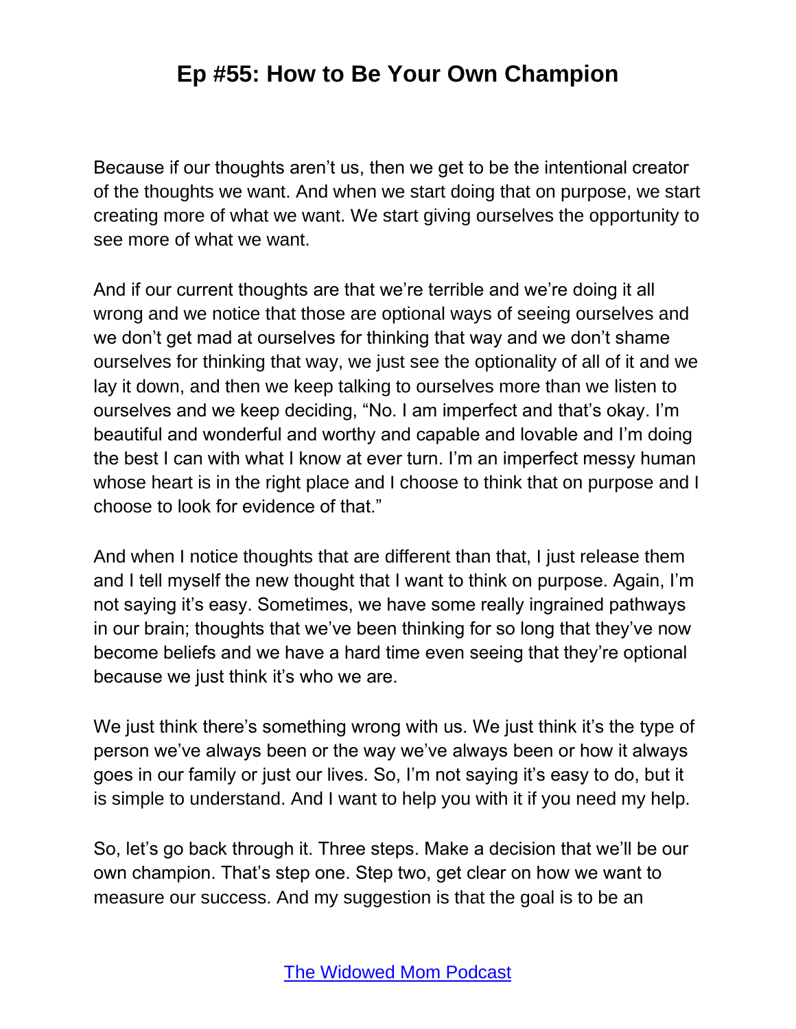Because if our thoughts aren't us, then we get to be the intentional creator of the thoughts we want. And when we start doing that on purpose, we start creating more of what we want. We start giving ourselves the opportunity to see more of what we want.

And if our current thoughts are that we're terrible and we're doing it all wrong and we notice that those are optional ways of seeing ourselves and we don't get mad at ourselves for thinking that way and we don't shame ourselves for thinking that way, we just see the optionality of all of it and we lay it down, and then we keep talking to ourselves more than we listen to ourselves and we keep deciding, "No. I am imperfect and that's okay. I'm beautiful and wonderful and worthy and capable and lovable and I'm doing the best I can with what I know at ever turn. I'm an imperfect messy human whose heart is in the right place and I choose to think that on purpose and I choose to look for evidence of that."

And when I notice thoughts that are different than that, I just release them and I tell myself the new thought that I want to think on purpose. Again, I'm not saying it's easy. Sometimes, we have some really ingrained pathways in our brain; thoughts that we've been thinking for so long that they've now become beliefs and we have a hard time even seeing that they're optional because we just think it's who we are.

We just think there's something wrong with us. We just think it's the type of person we've always been or the way we've always been or how it always goes in our family or just our lives. So, I'm not saying it's easy to do, but it is simple to understand. And I want to help you with it if you need my help.

So, let's go back through it. Three steps. Make a decision that we'll be our own champion. That's step one. Step two, get clear on how we want to measure our success. And my suggestion is that the goal is to be an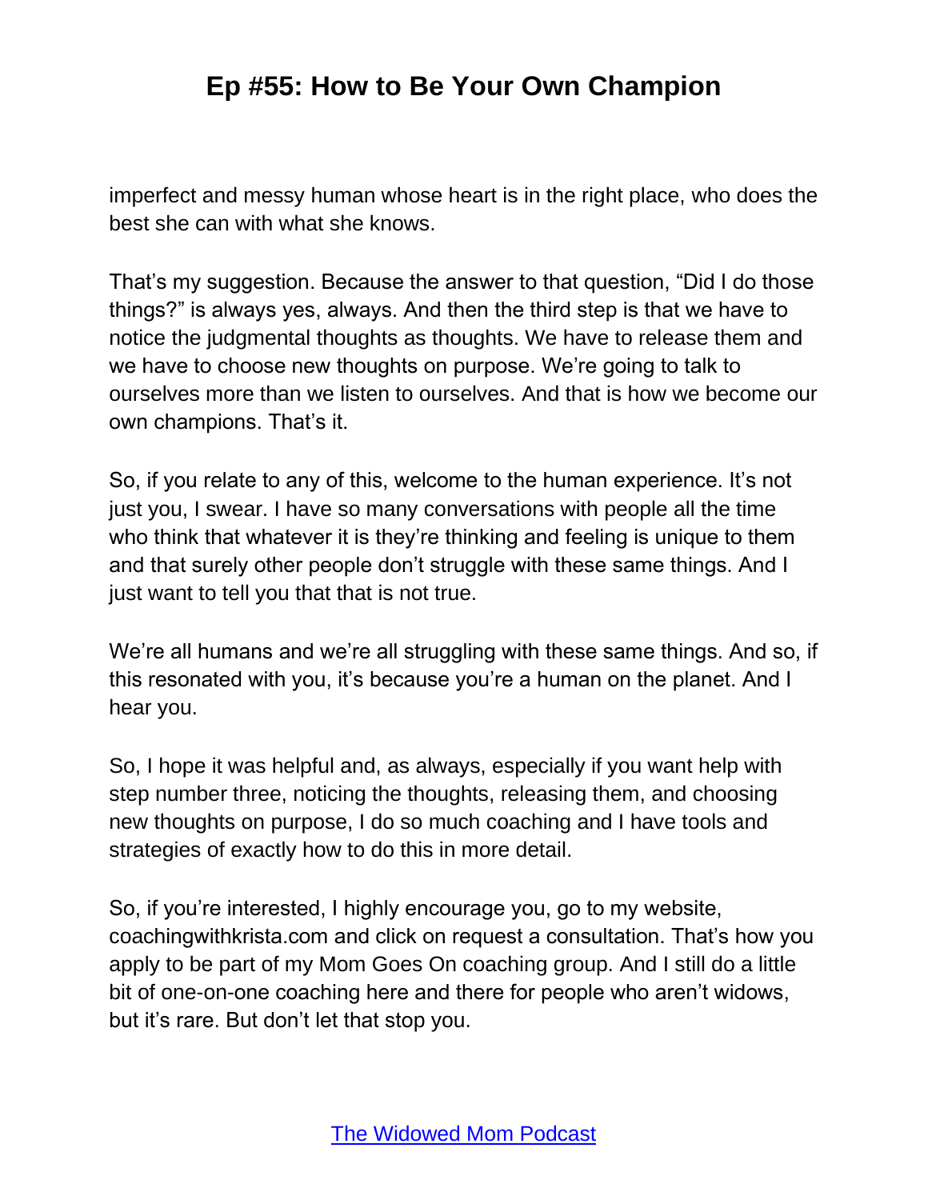imperfect and messy human whose heart is in the right place, who does the best she can with what she knows.

That's my suggestion. Because the answer to that question, "Did I do those things?" is always yes, always. And then the third step is that we have to notice the judgmental thoughts as thoughts. We have to release them and we have to choose new thoughts on purpose. We're going to talk to ourselves more than we listen to ourselves. And that is how we become our own champions. That's it.

So, if you relate to any of this, welcome to the human experience. It's not just you, I swear. I have so many conversations with people all the time who think that whatever it is they're thinking and feeling is unique to them and that surely other people don't struggle with these same things. And I just want to tell you that that is not true.

We're all humans and we're all struggling with these same things. And so, if this resonated with you, it's because you're a human on the planet. And I hear you.

So, I hope it was helpful and, as always, especially if you want help with step number three, noticing the thoughts, releasing them, and choosing new thoughts on purpose, I do so much coaching and I have tools and strategies of exactly how to do this in more detail.

So, if you're interested, I highly encourage you, go to my website, coachingwithkrista.com and click on request a consultation. That's how you apply to be part of my Mom Goes On coaching group. And I still do a little bit of one-on-one coaching here and there for people who aren't widows, but it's rare. But don't let that stop you.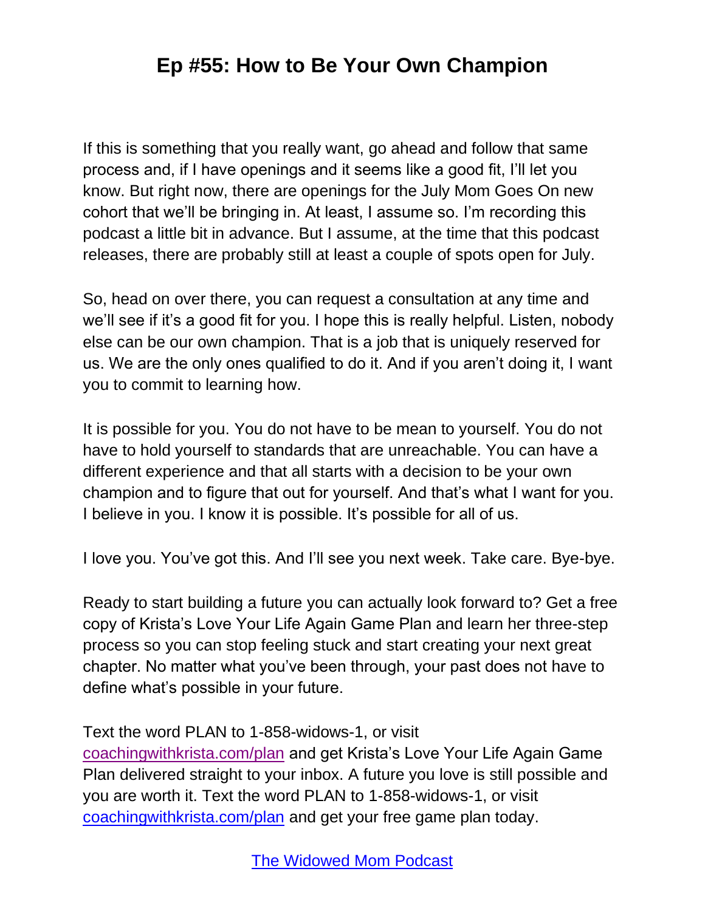If this is something that you really want, go ahead and follow that same process and, if I have openings and it seems like a good fit, I'll let you know. But right now, there are openings for the July Mom Goes On new cohort that we'll be bringing in. At least, I assume so. I'm recording this podcast a little bit in advance. But I assume, at the time that this podcast releases, there are probably still at least a couple of spots open for July.

So, head on over there, you can request a consultation at any time and we'll see if it's a good fit for you. I hope this is really helpful. Listen, nobody else can be our own champion. That is a job that is uniquely reserved for us. We are the only ones qualified to do it. And if you aren't doing it, I want you to commit to learning how.

It is possible for you. You do not have to be mean to yourself. You do not have to hold yourself to standards that are unreachable. You can have a different experience and that all starts with a decision to be your own champion and to figure that out for yourself. And that's what I want for you. I believe in you. I know it is possible. It's possible for all of us.

I love you. You've got this. And I'll see you next week. Take care. Bye-bye.

Ready to start building a future you can actually look forward to? Get a free copy of Krista's Love Your Life Again Game Plan and learn her three-step process so you can stop feeling stuck and start creating your next great chapter. No matter what you've been through, your past does not have to define what's possible in your future.

Text the word PLAN to 1-858-widows-1, or visit [coachingwithkrista.com/plan](coachingwithkrista.com/plan) and get Krista's Love Your Life Again Game Plan delivered straight to your inbox. A future you love is still possible and you are worth it. Text the word PLAN to 1-858-widows-1, or visit [coachingwithkrista.com/plan](coachingwithkrista.com/plan) and get your free game plan today.